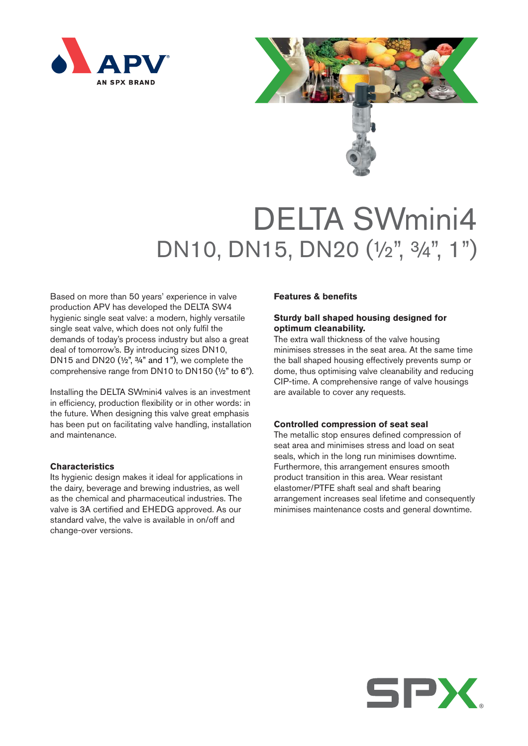# DELTA SWmini4

## DN10, DN15, DN20 (½", ¾", 1")

Based on more than 50 years' experience in valve production APV has developed the DELTA SW4 hygienic single seat valve: a modern, highly versatile single seat valve, which does not only fulfil the demands of today's process industry but also a great deal of tomorrow's. By introducing sizes DN10, DN15 and DN20 (½", ¾" and 1"), we complete the comprehensive range from DN10 to DN150 (½" to 6").

Installing the DELTA SWmini4 valves is an investment in efficiency, production flexibility or in other words: in the future. When designing this valve great emphasis has been put on facilitating valve handling, installation and maintenance.

### Characteristics

Its hygienic design makes it ideal for applications in the dairy, beverage and brewing industries, as well as the chemical and pharmaceutical industries. The valve is 3A certified and EHEDG approved. As our standard valve, the valve is available in on/off and change-over versions.

### Features & benefits

**Sturdy ball shaped housing designed for optimum cleanability.**

The extra wall thickness of the valve housing minimises stresses in the seat area. At the same time the ball shaped housing effectively prevents sump or dome, thus optimising valve cleanability and reducing CIP-time. A comprehensive range of valve housings are available to cover any requests.

**Controlled compression of seat seal**

The metallic stop ensures defined compression of seat area and minimises stress and load on seat seals, which in the long run minimises downtime. Furthermore, this arrangement ensures smooth product transition in this area. Wear resistant elastomer/PTFE shaft seal and shaft bearing arrangement increases seal lifetime and consequently minimises maintenance costs and general downtime.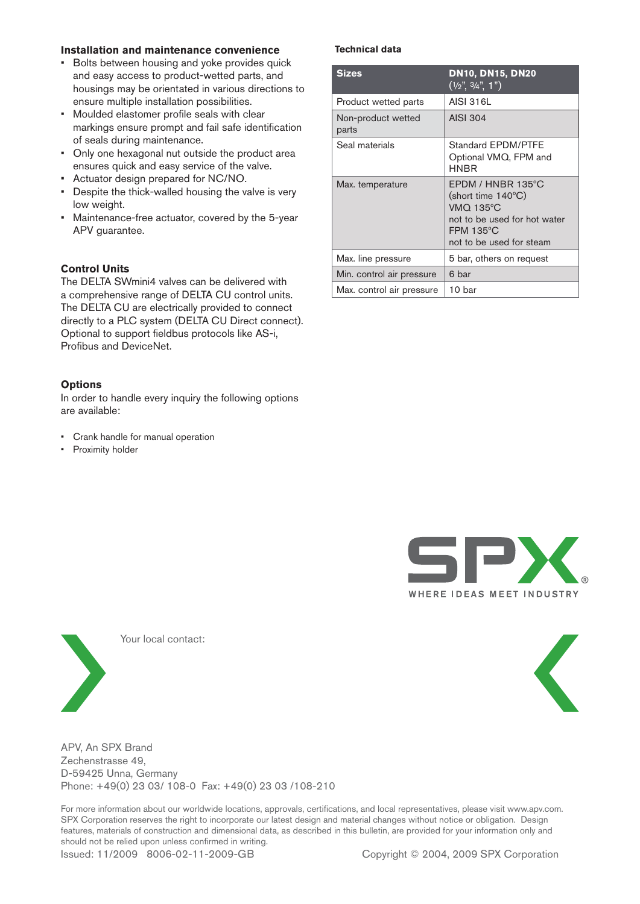### Installation and maintenance convenience

- Bolts between housing and yoke provides quick and easy access to product-wetted parts, and housings may be orientated in various directions to ensure multiple installation possibilities.
- Moulded elastomer profile seals with clear markings ensure prompt and fail safe identification of seals during maintenance.
- Only one hexagonal nut outside the product area ensures quick and easy service of the valve.
- Actuator design prepared for NC/NO.
- Despite the thick-walled housing the valve is very low weight.
- Maintenance-free actuator, covered by the 5-year APV guarantee.

### Control Units

The DELTA SWmini4 valves can be delivered with a comprehensive range of DELTA CU control units. The DELTA CU are electrically provided to connect directly to a PLC system (DELTA CU Direct connect). Optional to support fieldbus protocols like AS-i, Profibus and DeviceNet.

### Options

In order to handle every inquiry the following options are available:

- Crank handle for manual operation
- Proximity holder

### Technical data

| Sizes | DN10, DN15, DN20 (½", ¾", 1") |
|---|---|
| Product wetted parts | AISI 316L |
| Non-product wetted parts | AISI 304 |
| Seal materials | Standard EPDM/PTFE<br>Optional VMQ, FPM and HNBR |
| Max. temperature | EPDM / HNBR 135°C<br>(short time 140°C)<br>VMQ 135°C<br>not to be used for hot water<br>FPM 135°C<br>not to be used for steam |
| Max. line pressure | 5 bar, others on request |
| Min. control air pressure | 6 bar |
| Max. control air pressure | 10 bar |

SPX®
WHERE IDEAS MEET INDUSTRY

Your local contact:

APV, An SPX Brand
Zechenstrasse 49,
D-59425 Unna, Germany
Phone: +49(0) 23 03/ 108-0 Fax: +49(0) 23 03 /108-210

For more information about our worldwide locations, approvals, certifications, and local representatives, please visit www.apv.com. SPX Corporation reserves the right to incorporate our latest design and material changes without notice or obligation. Design features, materials of construction and dimensional data, as described in this bulletin, are provided for your information only and should not be relied upon unless confirmed in writing.

Issued: 11/2009 8006-02-11-2009-GB

Copyright © 2004, 2009 SPX Corporation